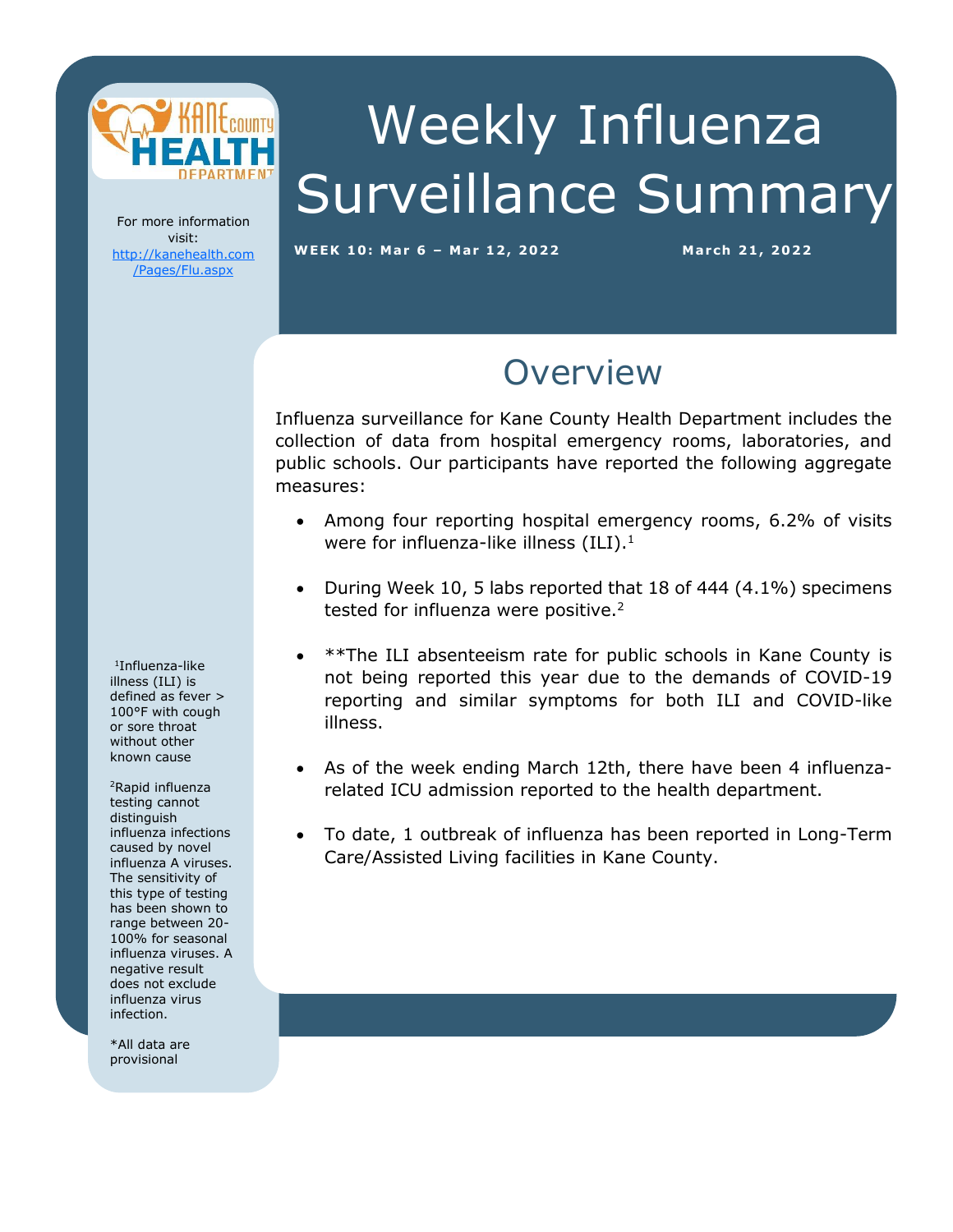# Weekly Influenza Surveillance Summary

**WEEK 10: Mar 6 – Mar 12, 2022** **March 21, 2022**

For more information visit: [http://kanehealth.com/Pages/Flu.aspx](http://kanehealth.com/Pages/Flu.aspx)

## Overview

Influenza surveillance for Kane County Health Department includes the collection of data from hospital emergency rooms, laboratories, and public schools. Our participants have reported the following aggregate measures:

- Among four reporting hospital emergency rooms, 6.2% of visits were for influenza-like illness (ILI).[1]
- During Week 10, 5 labs reported that 18 of 444 (4.1%) specimens tested for influenza were positive.[2]
- **The ILI absenteeism rate for public schools in Kane County is not being reported this year due to the demands of COVID-19 reporting and similar symptoms for both ILI and COVID-like illness.
- As of the week ending March 12th, there have been 4 influenza-related ICU admission reported to the health department.
- To date, 1 outbreak of influenza has been reported in Long-Term Care/Assisted Living facilities in Kane County.

[1]Influenza-like illness (ILI) is defined as fever > 100°F with cough or sore throat without other known cause

[2]Rapid influenza testing cannot distinguish influenza infections caused by novel influenza A viruses. The sensitivity of this type of testing has been shown to range between 20-100% for seasonal influenza viruses. A negative result does not exclude influenza virus infection.

*All data are provisional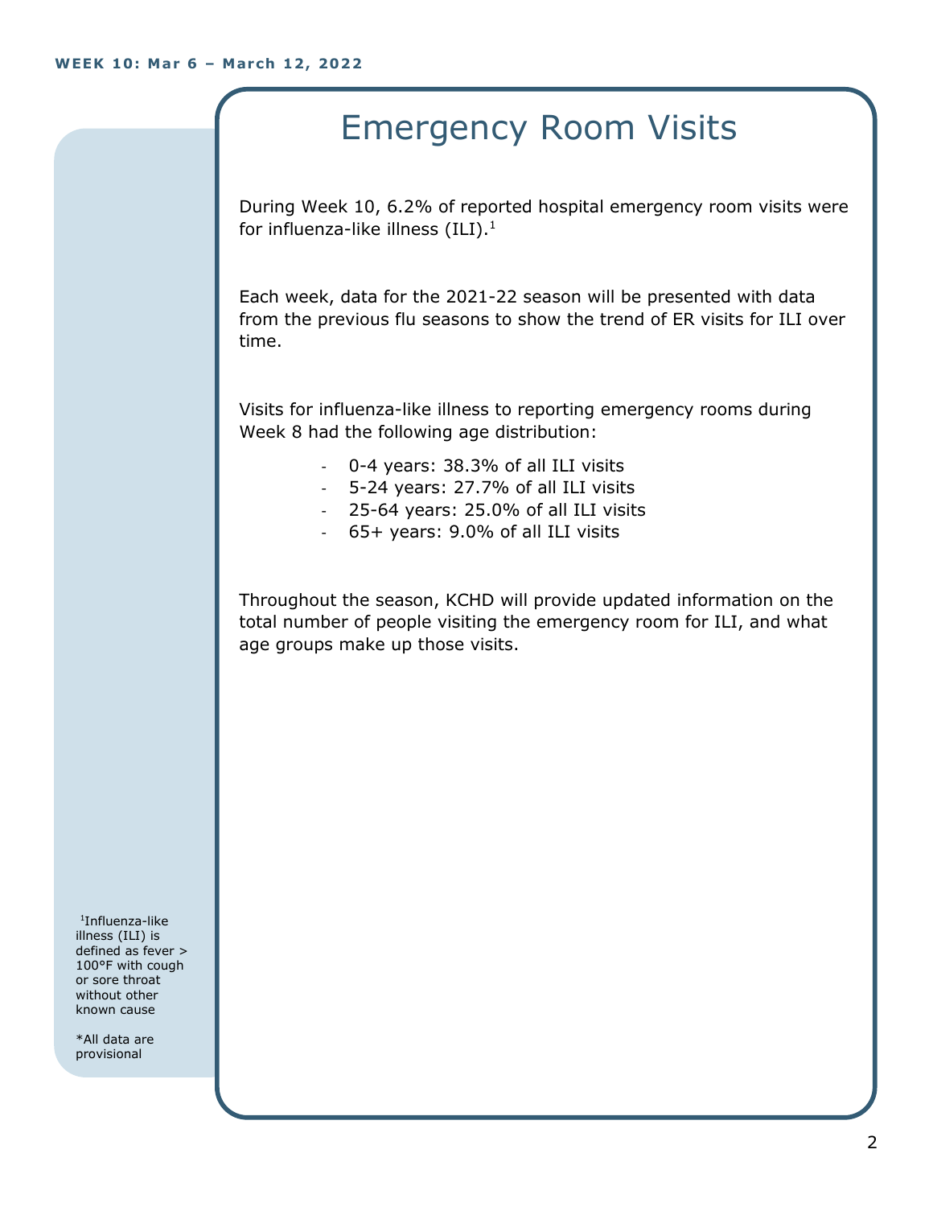WEEK 10: Mar 6 – March 12, 2022

# Emergency Room Visits

During Week 10, 6.2% of reported hospital emergency room visits were for influenza-like illness (ILI).[1]

Each week, data for the 2021-22 season will be presented with data from the previous flu seasons to show the trend of ER visits for ILI over time.

Visits for influenza-like illness to reporting emergency rooms during Week 8 had the following age distribution:

- 0-4 years: 38.3% of all ILI visits
- 5-24 years: 27.7% of all ILI visits
- 25-64 years: 25.0% of all ILI visits
- 65+ years: 9.0% of all ILI visits

Throughout the season, KCHD will provide updated information on the total number of people visiting the emergency room for ILI, and what age groups make up those visits.

[1]Influenza-like illness (ILI) is defined as fever > 100°F with cough or sore throat without other known cause

*All data are provisional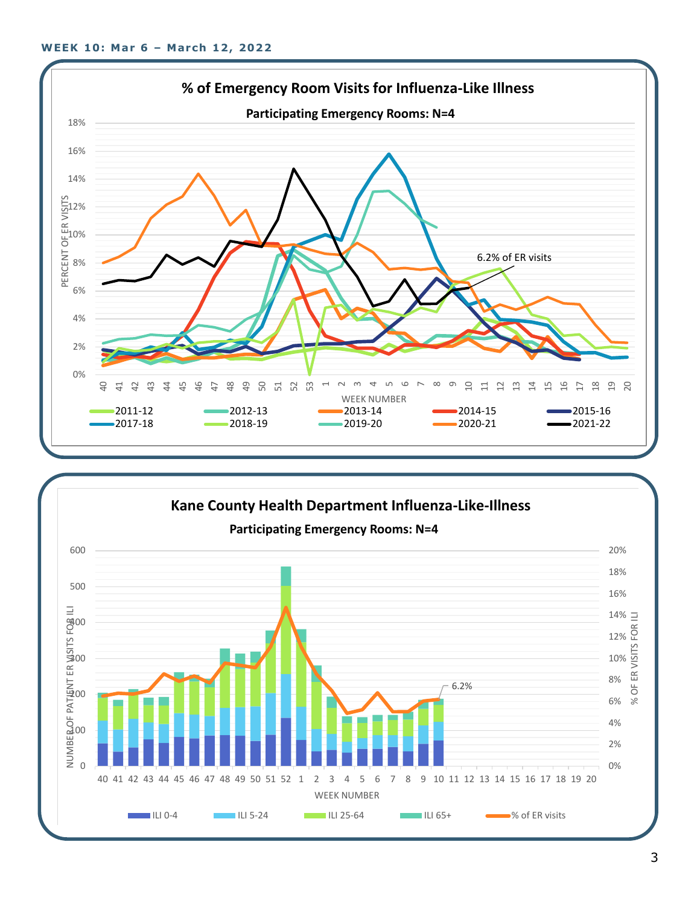**WEEK 10: Mar 6 – March 12, 2022**

## % of Emergency Room Visits for Influenza-Like Illness

**Participating Emergency Rooms: N=4**

6.2% of ER visits

Legend: 2011-12, 2012-13, 2013-14, 2014-15, 2015-16, 2017-18, 2018-19, 2019-20, 2020-21, 2021-22

Y-axis: PERCENT OF ER VISITS (0%–18%)

X-axis: WEEK NUMBER (40–53, 1–20)

## Kane County Health Department Influenza-Like-Illness

**Participating Emergency Rooms: N=4**

6.2%

Legend: ILI 0-4, ILI 5-24, ILI 25-64, ILI 65+, % of ER visits

Left Y-axis: NUMBER OF PATIENT ER VISITS FOR ILI (0–600)

Right Y-axis: % OF ER VISITS FOR ILI (0%–20%)

X-axis: WEEK NUMBER (40–52, 1–20)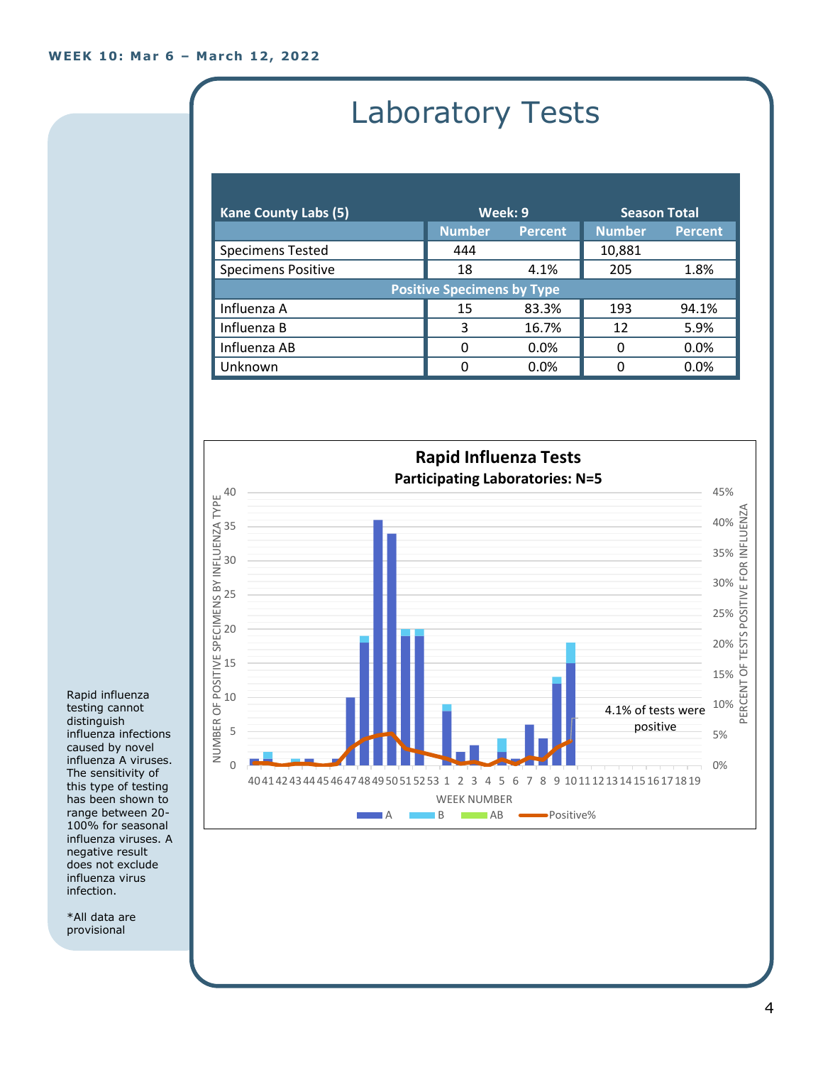WEEK 10: Mar 6 – March 12, 2022

# Laboratory Tests

| Kane County Labs (5) | Week: 9 | | Season Total | |
|---|---|---|---|---|
| | Number | Percent | Number | Percent |
| Specimens Tested | 444 | | 10,881 | |
| Specimens Positive | 18 | 4.1% | 205 | 1.8% |
| **Positive Specimens by Type** | | | | |
| Influenza A | 15 | 83.3% | 193 | 94.1% |
| Influenza B | 3 | 16.7% | 12 | 5.9% |
| Influenza AB | 0 | 0.0% | 0 | 0.0% |
| Unknown | 0 | 0.0% | 0 | 0.0% |

**Rapid Influenza Tests**

**Participating Laboratories: N=5**

NUMBER OF POSITIVE SPECIMENS BY INFLUENZA TYPE

PERCENT OF TESTS POSITIVE FOR INFLUENZA

4.1% of tests were positive

WEEK NUMBER

A B AB Positive%

Rapid influenza testing cannot distinguish influenza infections caused by novel influenza A viruses. The sensitivity of this type of testing has been shown to range between 20-100% for seasonal influenza viruses. A negative result does not exclude influenza virus infection.

*All data are provisional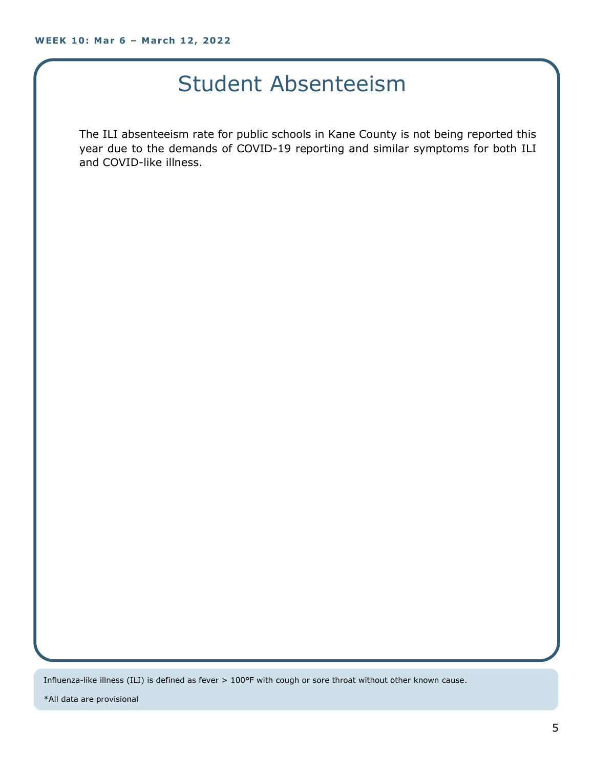# Student Absenteeism

The ILI absenteeism rate for public schools in Kane County is not being reported this year due to the demands of COVID-19 reporting and similar symptoms for both ILI and COVID-like illness.

Influenza-like illness (ILI) is defined as fever > 100°F with cough or sore throat without other known cause.

*All data are provisional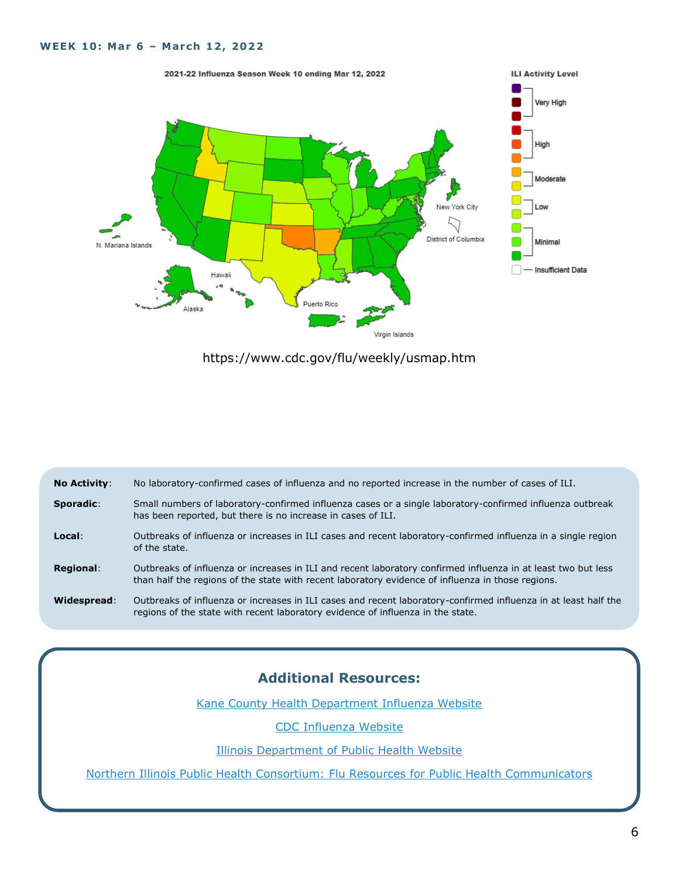**WEEK 10: Mar 6 – March 12, 2022**

2021-22 Influenza Season Week 10 ending Mar 12, 2022

ILI Activity Level

Very High

High

Moderate

Low

Minimal

Insufficient Data

N. Mariana Islands

Hawaii

Alaska

Puerto Rico

Virgin Islands

New York City

District of Columbia

https://www.cdc.gov/flu/weekly/usmap.htm

| | |
|---|---|
| **No Activity**: | No laboratory-confirmed cases of influenza and no reported increase in the number of cases of ILI. |
| **Sporadic**: | Small numbers of laboratory-confirmed influenza cases or a single laboratory-confirmed influenza outbreak has been reported, but there is no increase in cases of ILI. |
| **Local**: | Outbreaks of influenza or increases in ILI cases and recent laboratory-confirmed influenza in a single region of the state. |
| **Regional**: | Outbreaks of influenza or increases in ILI and recent laboratory confirmed influenza in at least two but less than half the regions of the state with recent laboratory evidence of influenza in those regions. |
| **Widespread**: | Outbreaks of influenza or increases in ILI cases and recent laboratory-confirmed influenza in at least half the regions of the state with recent laboratory evidence of influenza in the state. |

## Additional Resources:

Kane County Health Department Influenza Website

CDC Influenza Website

Illinois Department of Public Health Website

Northern Illinois Public Health Consortium: Flu Resources for Public Health Communicators